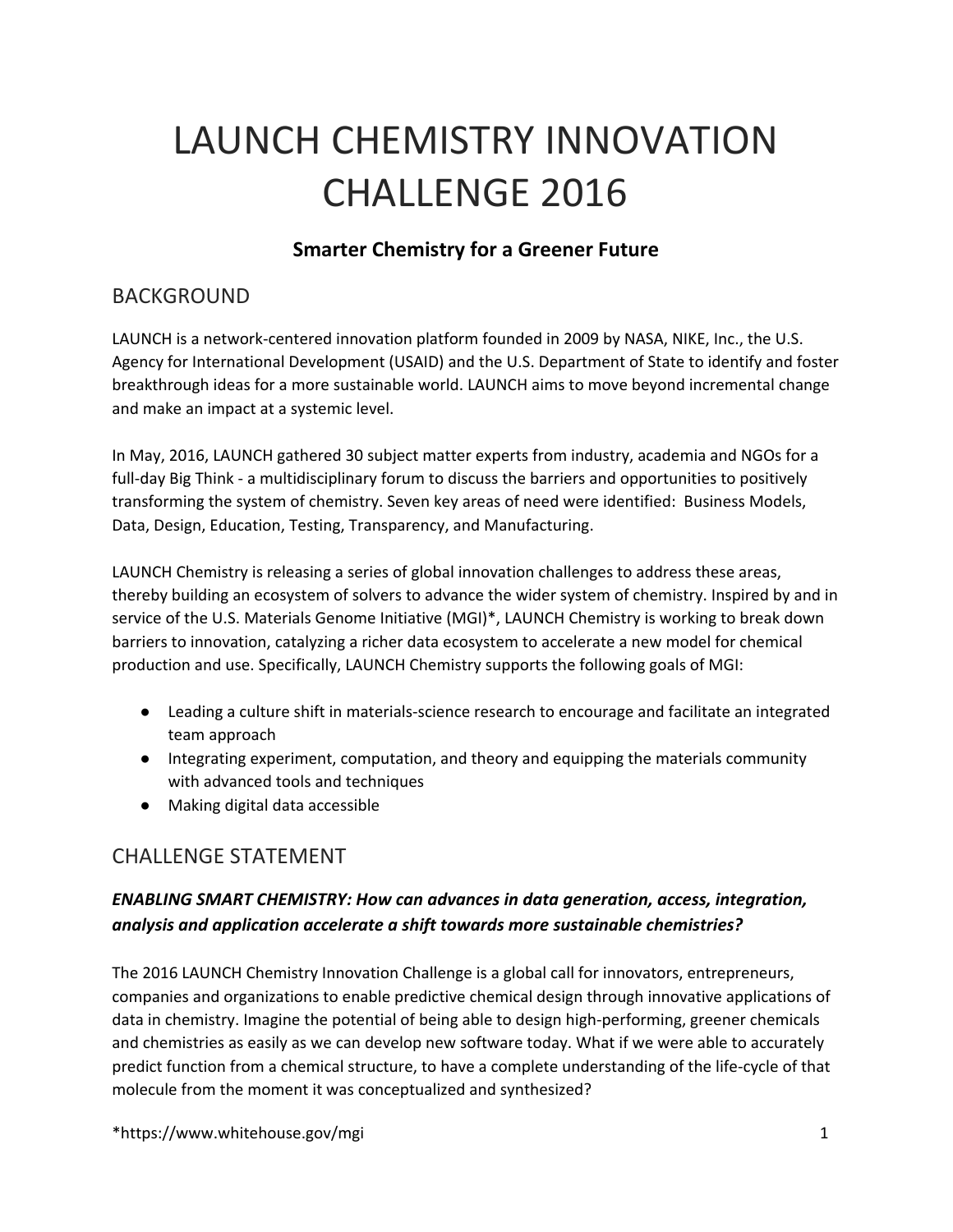# LAUNCH CHEMISTRY INNOVATION CHALLENGE 2016

### Smarter Chemistry for a Greener Future

## BACKGROUND

LAUNCH is a network-centered innovation platform founded in 2009 by NASA, NIKE, Inc., the U.S. Agency for International Development (USAID) and the U.S. Department of State to identify and foster breakthrough ideas for a more sustainable world. LAUNCH aims to move beyond incremental change and make an impact at a systemic level.

In May, 2016, LAUNCH gathered 30 subject matter experts from industry, academia and NGOs for a full-day Big Think - a multidisciplinary forum to discuss the barriers and opportunities to positively transforming the system of chemistry. Seven key areas of need were identified: Business Models, Data, Design, Education, Testing, Transparency, and Manufacturing.

LAUNCH Chemistry is releasing a series of global innovation challenges to address these areas, thereby building an ecosystem of solvers to advance the wider system of chemistry. Inspired by and in service of the U.S. Materials Genome Initiative (MGI)*, LAUNCH Chemistry is working to break down barriers to innovation, catalyzing a richer data ecosystem to accelerate a new model for chemical production and use. Specifically, LAUNCH Chemistry supports the following goals of MGI:

- Leading a culture shift in materials-science research to encourage and facilitate an integrated team approach
- Integrating experiment, computation, and theory and equipping the materials community with advanced tools and techniques
- Making digital data accessible

## CHALLENGE STATEMENT

***ENABLING SMART CHEMISTRY: How can advances in data generation, access, integration, analysis and application accelerate a shift towards more sustainable chemistries?***

The 2016 LAUNCH Chemistry Innovation Challenge is a global call for innovators, entrepreneurs, companies and organizations to enable predictive chemical design through innovative applications of data in chemistry. Imagine the potential of being able to design high-performing, greener chemicals and chemistries as easily as we can develop new software today. What if we were able to accurately predict function from a chemical structure, to have a complete understanding of the life-cycle of that molecule from the moment it was conceptualized and synthesized?

*https://www.whitehouse.gov/mgi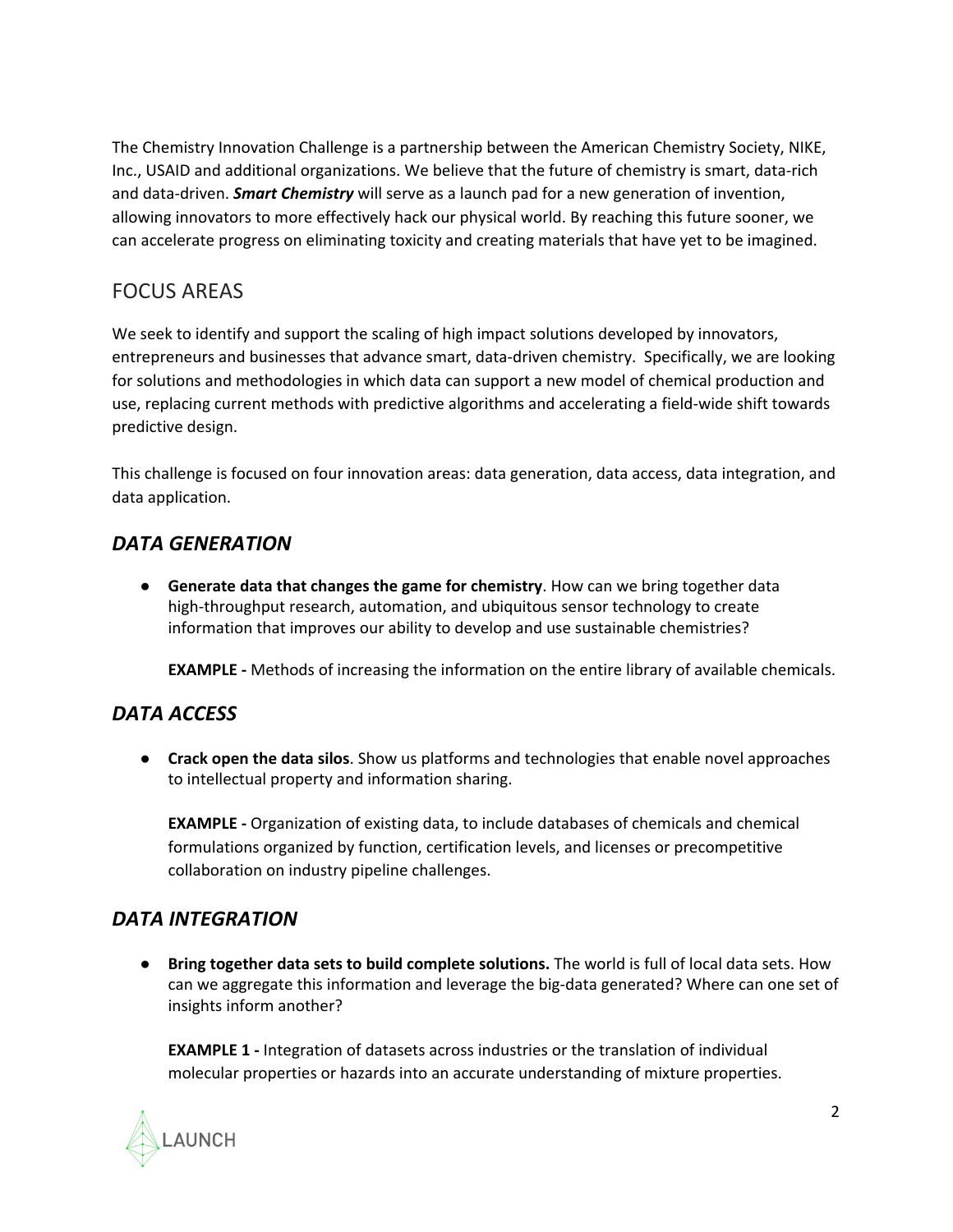The Chemistry Innovation Challenge is a partnership between the American Chemistry Society, NIKE, Inc., USAID and additional organizations. We believe that the future of chemistry is smart, data-rich and data-driven. ***Smart Chemistry*** will serve as a launch pad for a new generation of invention, allowing innovators to more effectively hack our physical world. By reaching this future sooner, we can accelerate progress on eliminating toxicity and creating materials that have yet to be imagined.

## FOCUS AREAS

We seek to identify and support the scaling of high impact solutions developed by innovators, entrepreneurs and businesses that advance smart, data-driven chemistry. Specifically, we are looking for solutions and methodologies in which data can support a new model of chemical production and use, replacing current methods with predictive algorithms and accelerating a field-wide shift towards predictive design.

This challenge is focused on four innovation areas: data generation, data access, data integration, and data application.

### *DATA GENERATION*

- **Generate data that changes the game for chemistry**. How can we bring together data high-throughput research, automation, and ubiquitous sensor technology to create information that improves our ability to develop and use sustainable chemistries?

  **EXAMPLE -** Methods of increasing the information on the entire library of available chemicals.

### *DATA ACCESS*

- **Crack open the data silos**. Show us platforms and technologies that enable novel approaches to intellectual property and information sharing.

  **EXAMPLE -** Organization of existing data, to include databases of chemicals and chemical formulations organized by function, certification levels, and licenses or precompetitive collaboration on industry pipeline challenges.

### *DATA INTEGRATION*

- **Bring together data sets to build complete solutions.** The world is full of local data sets. How can we aggregate this information and leverage the big-data generated? Where can one set of insights inform another?

  **EXAMPLE 1 -** Integration of datasets across industries or the translation of individual molecular properties or hazards into an accurate understanding of mixture properties.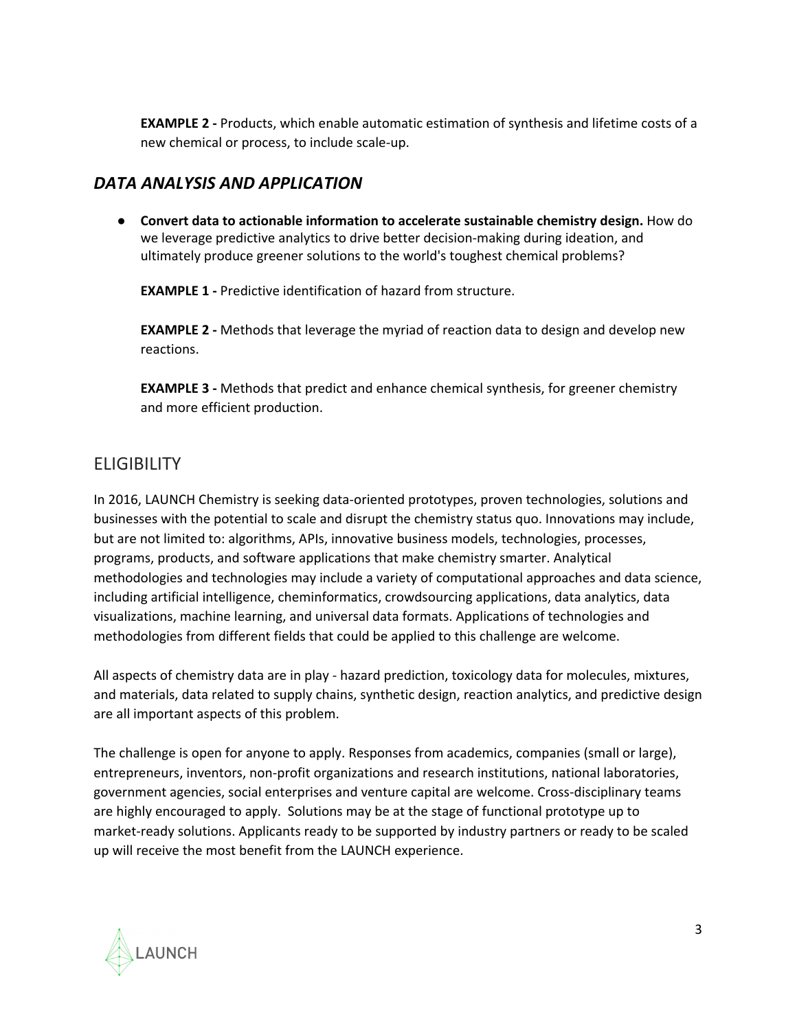**EXAMPLE 2 -** Products, which enable automatic estimation of synthesis and lifetime costs of a new chemical or process, to include scale-up.

## *DATA ANALYSIS AND APPLICATION*

- **Convert data to actionable information to accelerate sustainable chemistry design.** How do we leverage predictive analytics to drive better decision-making during ideation, and ultimately produce greener solutions to the world's toughest chemical problems?

  **EXAMPLE 1 -** Predictive identification of hazard from structure.

  **EXAMPLE 2 -** Methods that leverage the myriad of reaction data to design and develop new reactions.

  **EXAMPLE 3 -** Methods that predict and enhance chemical synthesis, for greener chemistry and more efficient production.

## ELIGIBILITY

In 2016, LAUNCH Chemistry is seeking data-oriented prototypes, proven technologies, solutions and businesses with the potential to scale and disrupt the chemistry status quo. Innovations may include, but are not limited to: algorithms, APIs, innovative business models, technologies, processes, programs, products, and software applications that make chemistry smarter. Analytical methodologies and technologies may include a variety of computational approaches and data science, including artificial intelligence, cheminformatics, crowdsourcing applications, data analytics, data visualizations, machine learning, and universal data formats. Applications of technologies and methodologies from different fields that could be applied to this challenge are welcome.

All aspects of chemistry data are in play - hazard prediction, toxicology data for molecules, mixtures, and materials, data related to supply chains, synthetic design, reaction analytics, and predictive design are all important aspects of this problem.

The challenge is open for anyone to apply. Responses from academics, companies (small or large), entrepreneurs, inventors, non-profit organizations and research institutions, national laboratories, government agencies, social enterprises and venture capital are welcome. Cross-disciplinary teams are highly encouraged to apply. Solutions may be at the stage of functional prototype up to market-ready solutions. Applicants ready to be supported by industry partners or ready to be scaled up will receive the most benefit from the LAUNCH experience.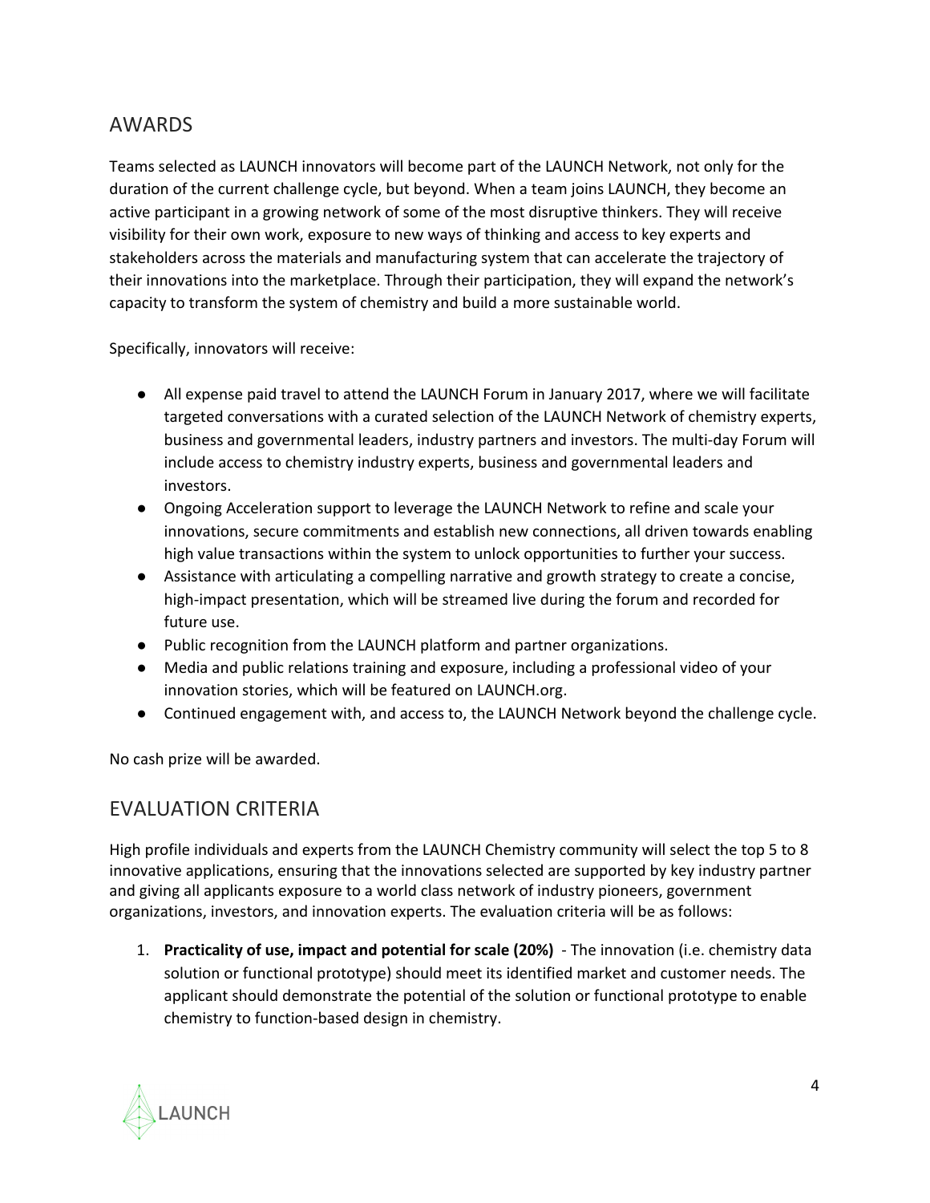## AWARDS

Teams selected as LAUNCH innovators will become part of the LAUNCH Network, not only for the duration of the current challenge cycle, but beyond. When a team joins LAUNCH, they become an active participant in a growing network of some of the most disruptive thinkers. They will receive visibility for their own work, exposure to new ways of thinking and access to key experts and stakeholders across the materials and manufacturing system that can accelerate the trajectory of their innovations into the marketplace. Through their participation, they will expand the network's capacity to transform the system of chemistry and build a more sustainable world.

Specifically, innovators will receive:

- All expense paid travel to attend the LAUNCH Forum in January 2017, where we will facilitate targeted conversations with a curated selection of the LAUNCH Network of chemistry experts, business and governmental leaders, industry partners and investors. The multi-day Forum will include access to chemistry industry experts, business and governmental leaders and investors.
- Ongoing Acceleration support to leverage the LAUNCH Network to refine and scale your innovations, secure commitments and establish new connections, all driven towards enabling high value transactions within the system to unlock opportunities to further your success.
- Assistance with articulating a compelling narrative and growth strategy to create a concise, high-impact presentation, which will be streamed live during the forum and recorded for future use.
- Public recognition from the LAUNCH platform and partner organizations.
- Media and public relations training and exposure, including a professional video of your innovation stories, which will be featured on LAUNCH.org.
- Continued engagement with, and access to, the LAUNCH Network beyond the challenge cycle.

No cash prize will be awarded.

## EVALUATION CRITERIA

High profile individuals and experts from the LAUNCH Chemistry community will select the top 5 to 8 innovative applications, ensuring that the innovations selected are supported by key industry partner and giving all applicants exposure to a world class network of industry pioneers, government organizations, investors, and innovation experts. The evaluation criteria will be as follows:

1. **Practicality of use, impact and potential for scale (20%)** - The innovation (i.e. chemistry data solution or functional prototype) should meet its identified market and customer needs. The applicant should demonstrate the potential of the solution or functional prototype to enable chemistry to function-based design in chemistry.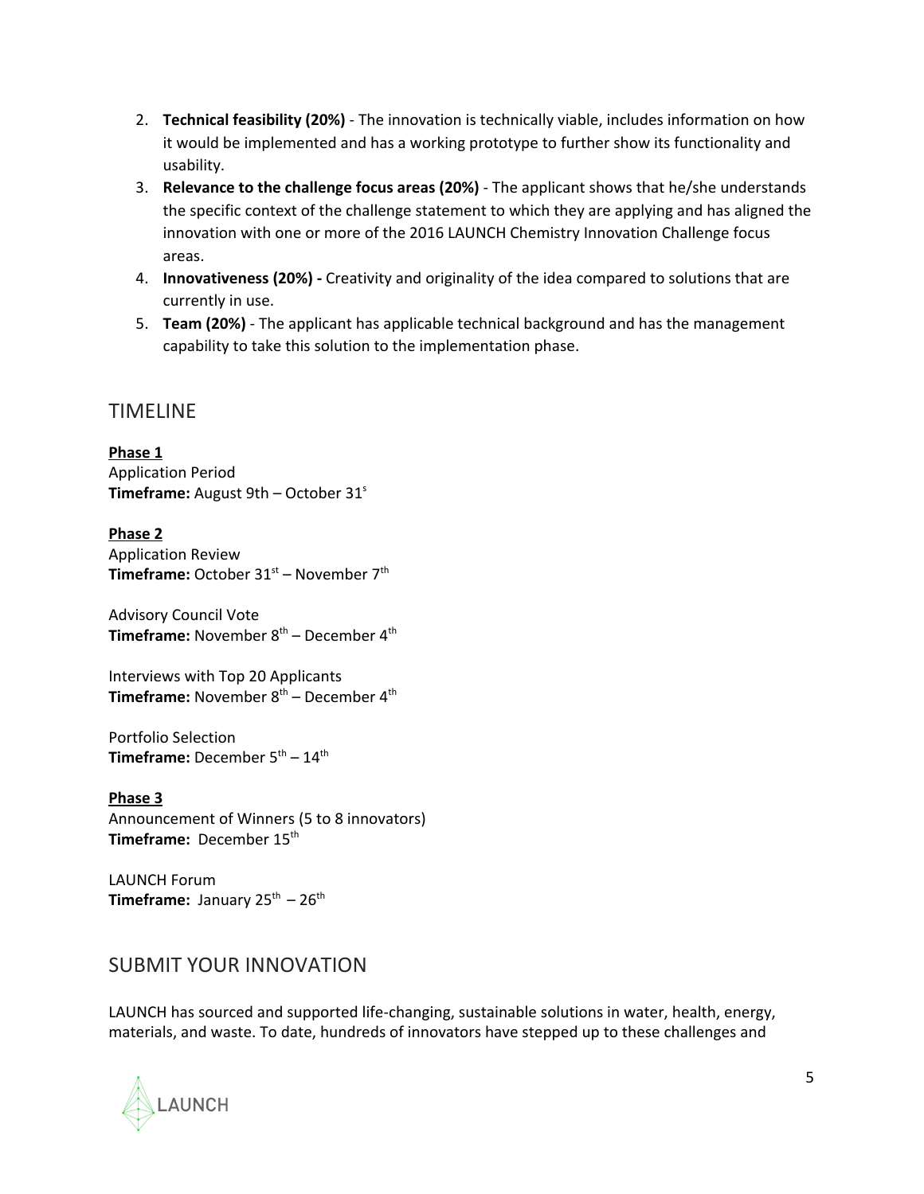2. **Technical feasibility (20%)** - The innovation is technically viable, includes information on how it would be implemented and has a working prototype to further show its functionality and usability.
3. **Relevance to the challenge focus areas (20%)** - The applicant shows that he/she understands the specific context of the challenge statement to which they are applying and has aligned the innovation with one or more of the 2016 LAUNCH Chemistry Innovation Challenge focus areas.
4. **Innovativeness (20%) -** Creativity and originality of the idea compared to solutions that are currently in use.
5. **Team (20%)** - The applicant has applicable technical background and has the management capability to take this solution to the implementation phase.

## TIMELINE

**Phase 1**
Application Period
**Timeframe:** August 9th – October 31s

**Phase 2**
Application Review
**Timeframe:** October 31st – November 7th

Advisory Council Vote
**Timeframe:** November 8th – December 4th

Interviews with Top 20 Applicants
**Timeframe:** November 8th – December 4th

Portfolio Selection
**Timeframe:** December 5th – 14th

**Phase 3**
Announcement of Winners (5 to 8 innovators)
**Timeframe:** December 15th

LAUNCH Forum
**Timeframe:** January 25th – 26th

## SUBMIT YOUR INNOVATION

LAUNCH has sourced and supported life-changing, sustainable solutions in water, health, energy, materials, and waste. To date, hundreds of innovators have stepped up to these challenges and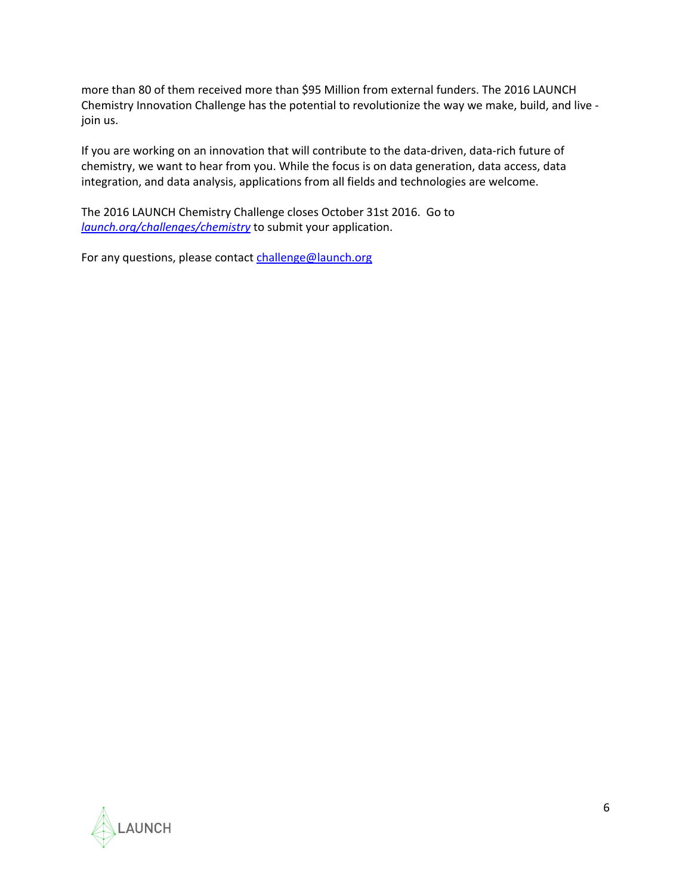more than 80 of them received more than $95 Million from external funders. The 2016 LAUNCH Chemistry Innovation Challenge has the potential to revolutionize the way we make, build, and live - join us.

If you are working on an innovation that will contribute to the data-driven, data-rich future of chemistry, we want to hear from you. While the focus is on data generation, data access, data integration, and data analysis, applications from all fields and technologies are welcome.

The 2016 LAUNCH Chemistry Challenge closes October 31st 2016. Go to *launch.org/challenges/chemistry* to submit your application.

For any questions, please contact challenge@launch.org